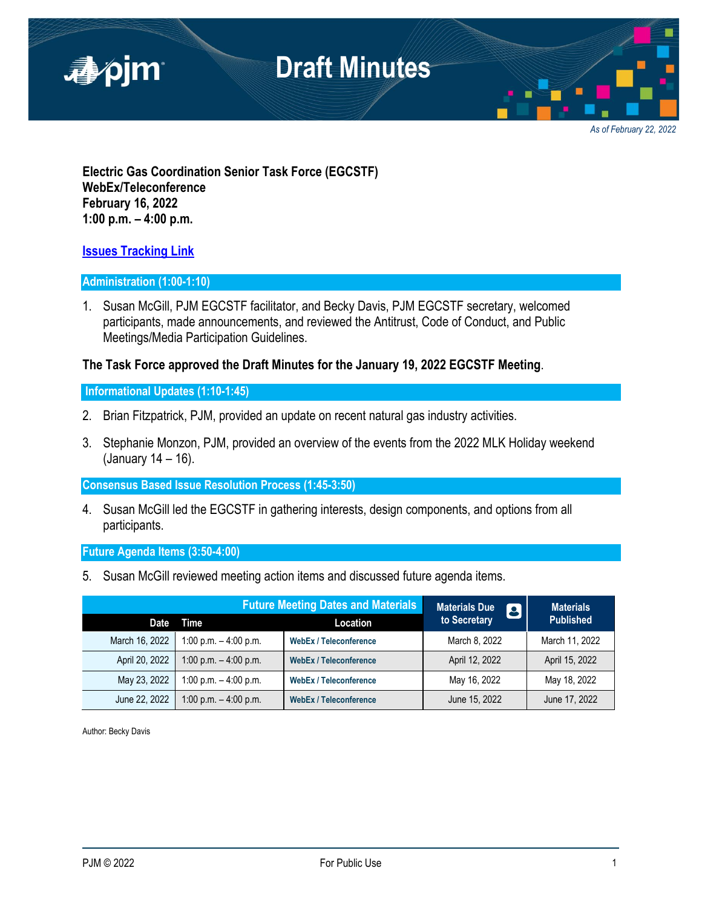# Draft Minutes

*As of February 22, 2022*

**Electric Gas Coordination Senior Task Force (EGCSTF)**
**WebEx/Teleconference**
**February 16, 2022**
**1:00 p.m. – 4:00 p.m.**

**Issues Tracking Link**

## Administration (1:00-1:10)

1. Susan McGill, PJM EGCSTF facilitator, and Becky Davis, PJM EGCSTF secretary, welcomed participants, made announcements, and reviewed the Antitrust, Code of Conduct, and Public Meetings/Media Participation Guidelines.

**The Task Force approved the Draft Minutes for the January 19, 2022 EGCSTF Meeting**.

## Informational Updates (1:10-1:45)

2. Brian Fitzpatrick, PJM, provided an update on recent natural gas industry activities.

3. Stephanie Monzon, PJM, provided an overview of the events from the 2022 MLK Holiday weekend (January 14 – 16).

## Consensus Based Issue Resolution Process (1:45-3:50)

4. Susan McGill led the EGCSTF in gathering interests, design components, and options from all participants.

## Future Agenda Items (3:50-4:00)

5. Susan McGill reviewed meeting action items and discussed future agenda items.

| Future Meeting Dates and Materials | | | Materials Due to Secretary | Materials Published |
|---|---|---|---|---|
| **Date** | **Time** | **Location** | | |
| March 16, 2022 | 1:00 p.m. – 4:00 p.m. | WebEx / Teleconference | March 8, 2022 | March 11, 2022 |
| April 20, 2022 | 1:00 p.m. – 4:00 p.m. | WebEx / Teleconference | April 12, 2022 | April 15, 2022 |
| May 23, 2022 | 1:00 p.m. – 4:00 p.m. | WebEx / Teleconference | May 16, 2022 | May 18, 2022 |
| June 22, 2022 | 1:00 p.m. – 4:00 p.m. | WebEx / Teleconference | June 15, 2022 | June 17, 2022 |

Author: Becky Davis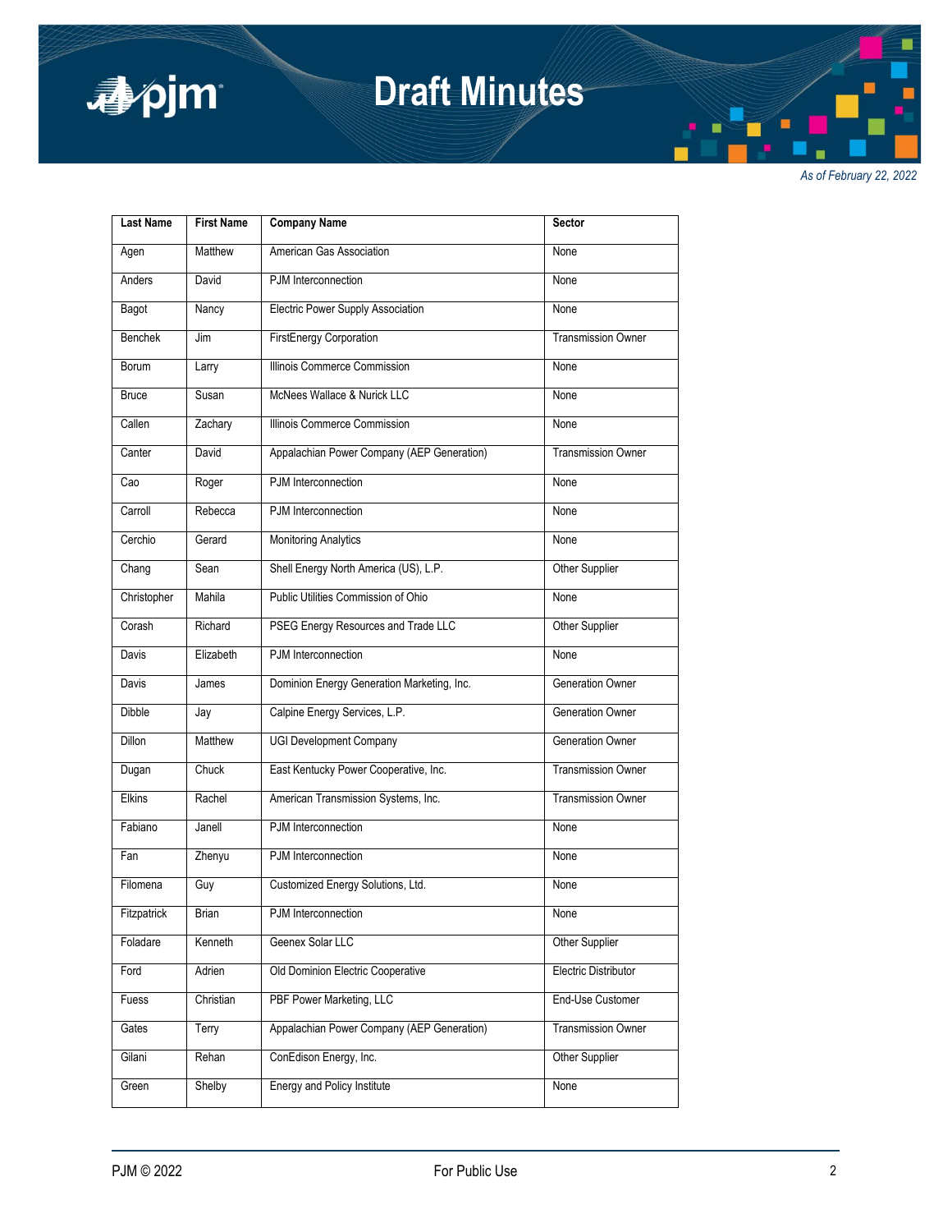| Last Name | First Name | Company Name | Sector |
|---|---|---|---|
| Agen | Matthew | American Gas Association | None |
| Anders | David | PJM Interconnection | None |
| Bagot | Nancy | Electric Power Supply Association | None |
| Benchek | Jim | FirstEnergy Corporation | Transmission Owner |
| Borum | Larry | Illinois Commerce Commission | None |
| Bruce | Susan | McNees Wallace & Nurick LLC | None |
| Callen | Zachary | Illinois Commerce Commission | None |
| Canter | David | Appalachian Power Company (AEP Generation) | Transmission Owner |
| Cao | Roger | PJM Interconnection | None |
| Carroll | Rebecca | PJM Interconnection | None |
| Cerchio | Gerard | Monitoring Analytics | None |
| Chang | Sean | Shell Energy North America (US), L.P. | Other Supplier |
| Christopher | Mahila | Public Utilities Commission of Ohio | None |
| Corash | Richard | PSEG Energy Resources and Trade LLC | Other Supplier |
| Davis | Elizabeth | PJM Interconnection | None |
| Davis | James | Dominion Energy Generation Marketing, Inc. | Generation Owner |
| Dibble | Jay | Calpine Energy Services, L.P. | Generation Owner |
| Dillon | Matthew | UGI Development Company | Generation Owner |
| Dugan | Chuck | East Kentucky Power Cooperative, Inc. | Transmission Owner |
| Elkins | Rachel | American Transmission Systems, Inc. | Transmission Owner |
| Fabiano | Janell | PJM Interconnection | None |
| Fan | Zhenyu | PJM Interconnection | None |
| Filomena | Guy | Customized Energy Solutions, Ltd. | None |
| Fitzpatrick | Brian | PJM Interconnection | None |
| Foladare | Kenneth | Geenex Solar LLC | Other Supplier |
| Ford | Adrien | Old Dominion Electric Cooperative | Electric Distributor |
| Fuess | Christian | PBF Power Marketing, LLC | End-Use Customer |
| Gates | Terry | Appalachian Power Company (AEP Generation) | Transmission Owner |
| Gilani | Rehan | ConEdison Energy, Inc. | Other Supplier |
| Green | Shelby | Energy and Policy Institute | None |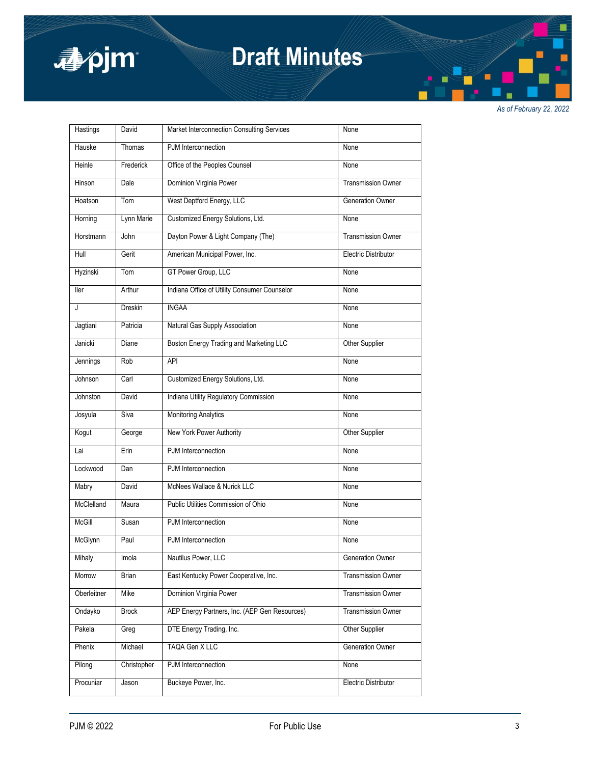| Hastings | David | Market Interconnection Consulting Services | None |
|---|---|---|---|
| Hauske | Thomas | PJM Interconnection | None |
| Heinle | Frederick | Office of the Peoples Counsel | None |
| Hinson | Dale | Dominion Virginia Power | Transmission Owner |
| Hoatson | Tom | West Deptford Energy, LLC | Generation Owner |
| Horning | Lynn Marie | Customized Energy Solutions, Ltd. | None |
| Horstmann | John | Dayton Power & Light Company (The) | Transmission Owner |
| Hull | Gerit | American Municipal Power, Inc. | Electric Distributor |
| Hyzinski | Tom | GT Power Group, LLC | None |
| Iler | Arthur | Indiana Office of Utility Consumer Counselor | None |
| J | Dreskin | INGAA | None |
| Jagtiani | Patricia | Natural Gas Supply Association | None |
| Janicki | Diane | Boston Energy Trading and Marketing LLC | Other Supplier |
| Jennings | Rob | API | None |
| Johnson | Carl | Customized Energy Solutions, Ltd. | None |
| Johnston | David | Indiana Utility Regulatory Commission | None |
| Josyula | Siva | Monitoring Analytics | None |
| Kogut | George | New York Power Authority | Other Supplier |
| Lai | Erin | PJM Interconnection | None |
| Lockwood | Dan | PJM Interconnection | None |
| Mabry | David | McNees Wallace & Nurick LLC | None |
| McClelland | Maura | Public Utilities Commission of Ohio | None |
| McGill | Susan | PJM Interconnection | None |
| McGlynn | Paul | PJM Interconnection | None |
| Mihaly | Imola | Nautilus Power, LLC | Generation Owner |
| Morrow | Brian | East Kentucky Power Cooperative, Inc. | Transmission Owner |
| Oberleitner | Mike | Dominion Virginia Power | Transmission Owner |
| Ondayko | Brock | AEP Energy Partners, Inc. (AEP Gen Resources) | Transmission Owner |
| Pakela | Greg | DTE Energy Trading, Inc. | Other Supplier |
| Phenix | Michael | TAQA Gen X LLC | Generation Owner |
| Pilong | Christopher | PJM Interconnection | None |
| Procuniar | Jason | Buckeye Power, Inc. | Electric Distributor |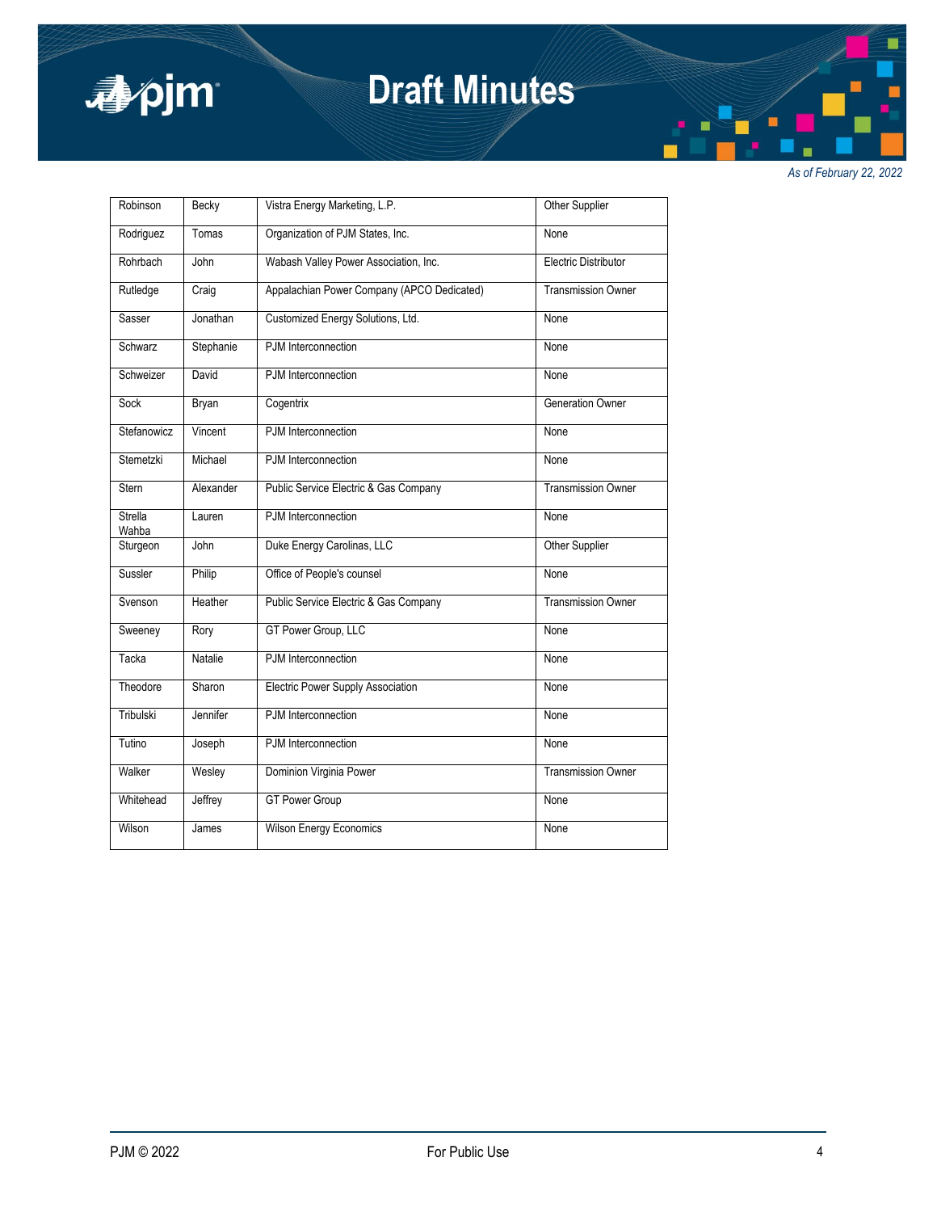| | | | |
|---|---|---|---|
| Robinson | Becky | Vistra Energy Marketing, L.P. | Other Supplier |
| Rodriguez | Tomas | Organization of PJM States, Inc. | None |
| Rohrbach | John | Wabash Valley Power Association, Inc. | Electric Distributor |
| Rutledge | Craig | Appalachian Power Company (APCO Dedicated) | Transmission Owner |
| Sasser | Jonathan | Customized Energy Solutions, Ltd. | None |
| Schwarz | Stephanie | PJM Interconnection | None |
| Schweizer | David | PJM Interconnection | None |
| Sock | Bryan | Cogentrix | Generation Owner |
| Stefanowicz | Vincent | PJM Interconnection | None |
| Stemetzki | Michael | PJM Interconnection | None |
| Stern | Alexander | Public Service Electric & Gas Company | Transmission Owner |
| Strella Wahba | Lauren | PJM Interconnection | None |
| Sturgeon | John | Duke Energy Carolinas, LLC | Other Supplier |
| Sussler | Philip | Office of People's counsel | None |
| Svenson | Heather | Public Service Electric & Gas Company | Transmission Owner |
| Sweeney | Rory | GT Power Group, LLC | None |
| Tacka | Natalie | PJM Interconnection | None |
| Theodore | Sharon | Electric Power Supply Association | None |
| Tribulski | Jennifer | PJM Interconnection | None |
| Tutino | Joseph | PJM Interconnection | None |
| Walker | Wesley | Dominion Virginia Power | Transmission Owner |
| Whitehead | Jeffrey | GT Power Group | None |
| Wilson | James | Wilson Energy Economics | None |